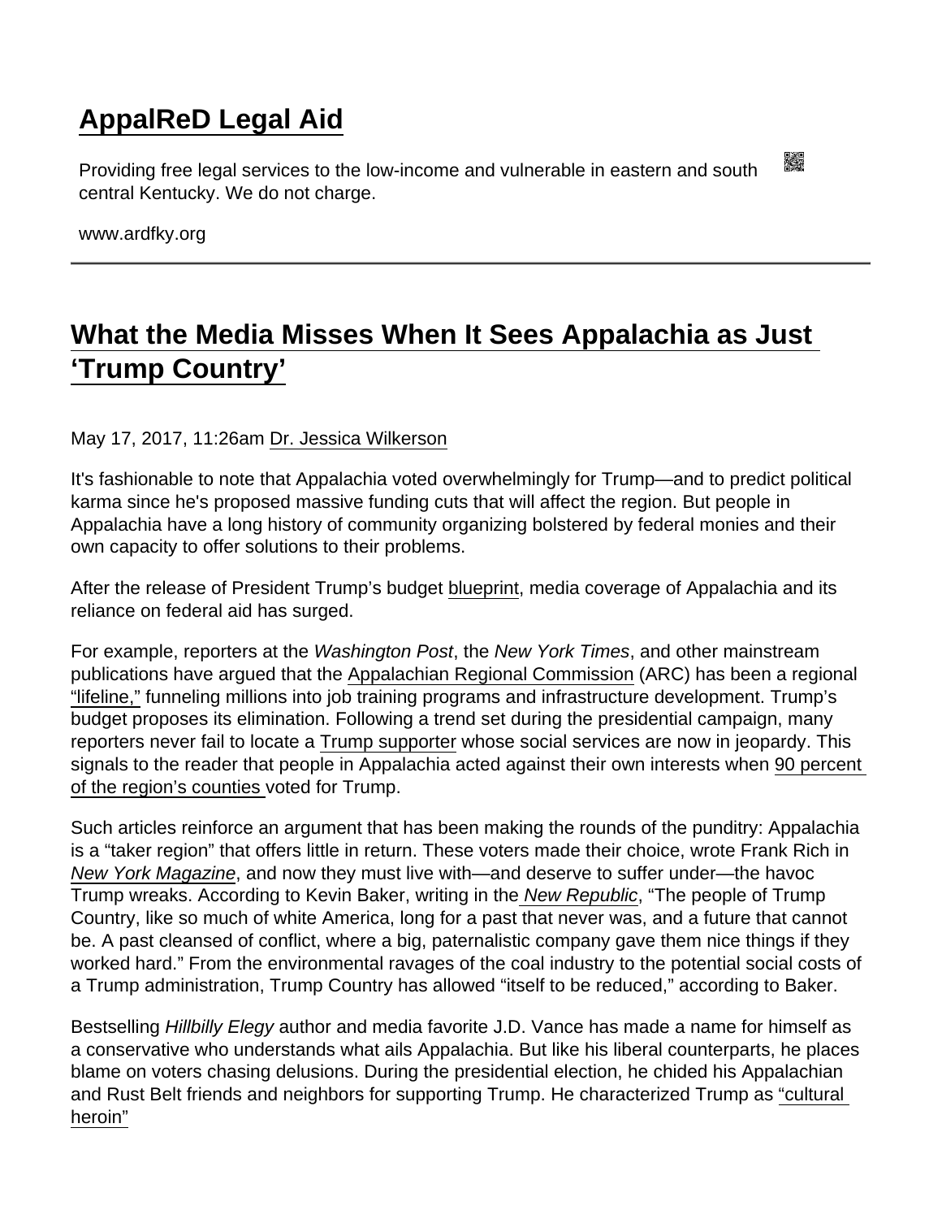# AppalReD Legal Aid

Providing free legal services to the low-income and vulnerable in eastern and south central Kentucky. We do not charge.

www.ardfky.org

## What the Media Misses When It Sees Appalachia as Just 'Trump Country'

May 17, 2017, 11:26am Dr. Jessica Wilkerson

It's fashionable to note that Appalachia voted overwhelmingly for Trump—and to predict political karma since he's proposed massive funding cuts that will affect the region. But people in Appalachia have a long history of community organizing bolstered by federal monies and their own capacity to offer solutions to their problems.

After the release of President Trump's budget blueprint, media coverage of Appalachia and its reliance on federal aid has surged.

For example, reporters at the *Washington Post*, the *New York Times*, and other mainstream publications have argued that the Appalachian Regional Commission (ARC) has been a regional "lifeline," funneling millions into job training programs and infrastructure development. Trump's budget proposes its elimination. Following a trend set during the presidential campaign, many reporters never fail to locate a Trump supporter whose social services are now in jeopardy. This signals to the reader that people in Appalachia acted against their own interests when 90 percent of the region's counties voted for Trump.

Such articles reinforce an argument that has been making the rounds of the punditry: Appalachia is a "taker region" that offers little in return. These voters made their choice, wrote Frank Rich in *New York Magazine*, and now they must live with—and deserve to suffer under—the havoc Trump wreaks. According to Kevin Baker, writing in the *New Republic*, "The people of Trump Country, like so much of white America, long for a past that never was, and a future that cannot be. A past cleansed of conflict, where a big, paternalistic company gave them nice things if they worked hard." From the environmental ravages of the coal industry to the potential social costs of a Trump administration, Trump Country has allowed "itself to be reduced," according to Baker.

Bestselling *Hillbilly Elegy* author and media favorite J.D. Vance has made a name for himself as a conservative who understands what ails Appalachia. But like his liberal counterparts, he places blame on voters chasing delusions. During the presidential election, he chided his Appalachian and Rust Belt friends and neighbors for supporting Trump. He characterized Trump as "cultural heroin"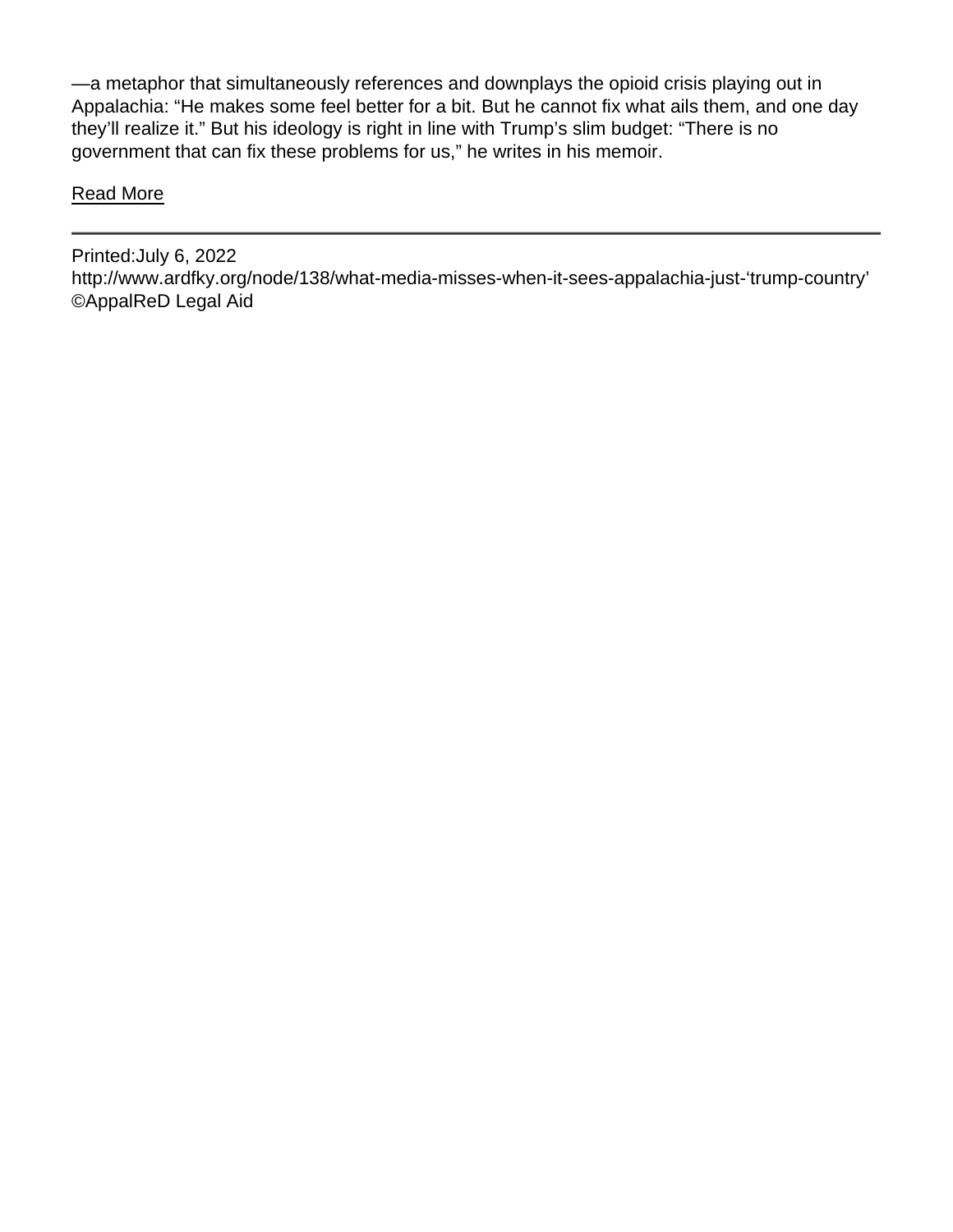—a metaphor that simultaneously references and downplays the opioid crisis playing out in Appalachia: "He makes some feel better for a bit. But he cannot fix what ails them, and one day they'll realize it." But his ideology is right in line with Trump's slim budget: "There is no government that can fix these problems for us," he writes in his memoir.

Read More

---

Printed:July 6, 2022
http://www.ardfky.org/node/138/what-media-misses-when-it-sees-appalachia-just-'trump-country'
©AppalReD Legal Aid